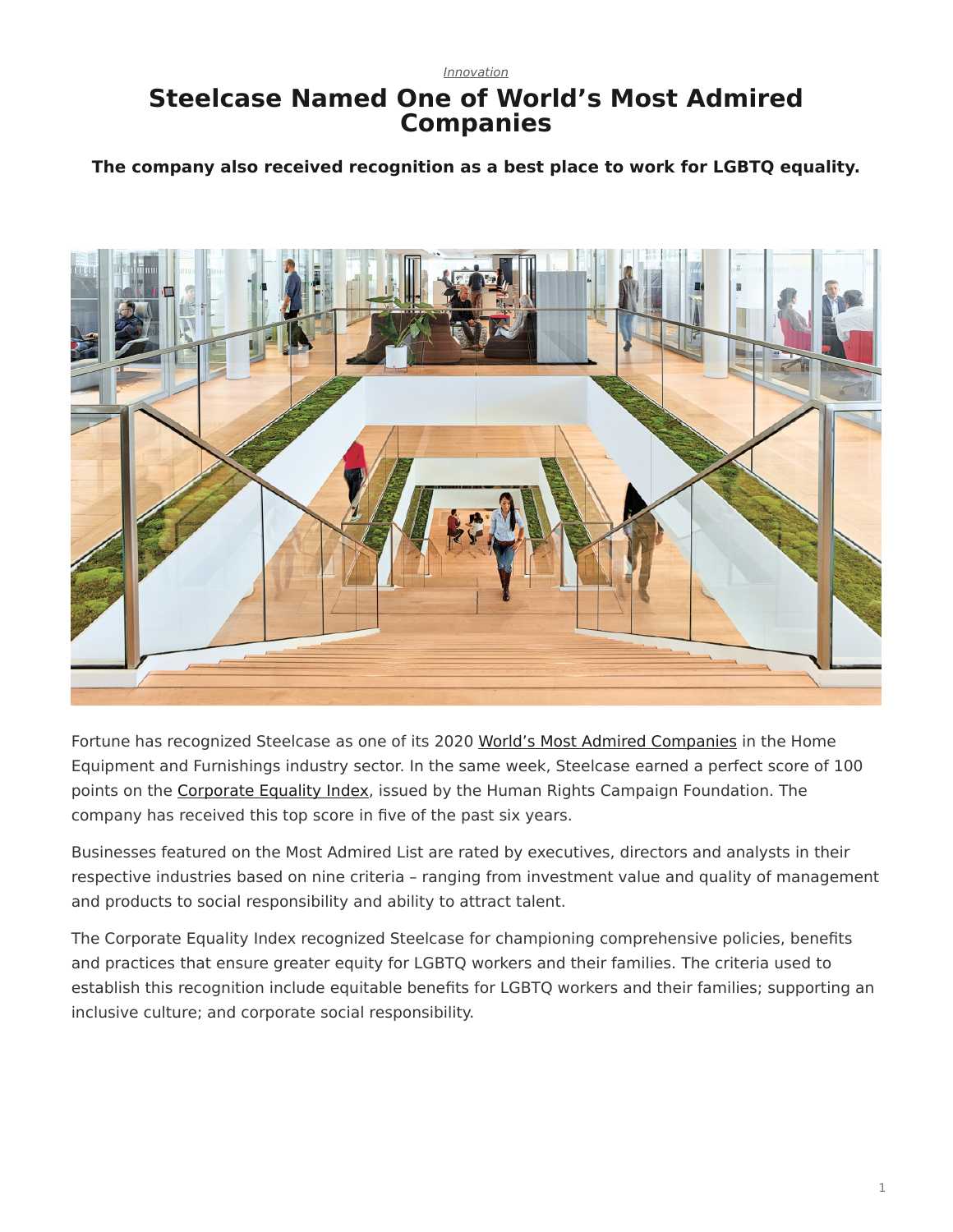*Innovation*

# Steelcase Named One of World's Most Admired Companies

**The company also received recognition as a best place to work for LGBTQ equality.**

Fortune has recognized Steelcase as one of its 2020 World's Most Admired Companies in the Home Equipment and Furnishings industry sector. In the same week, Steelcase earned a perfect score of 100 points on the Corporate Equality Index, issued by the Human Rights Campaign Foundation. The company has received this top score in five of the past six years.

Businesses featured on the Most Admired List are rated by executives, directors and analysts in their respective industries based on nine criteria – ranging from investment value and quality of management and products to social responsibility and ability to attract talent.

The Corporate Equality Index recognized Steelcase for championing comprehensive policies, benefits and practices that ensure greater equity for LGBTQ workers and their families. The criteria used to establish this recognition include equitable benefits for LGBTQ workers and their families; supporting an inclusive culture; and corporate social responsibility.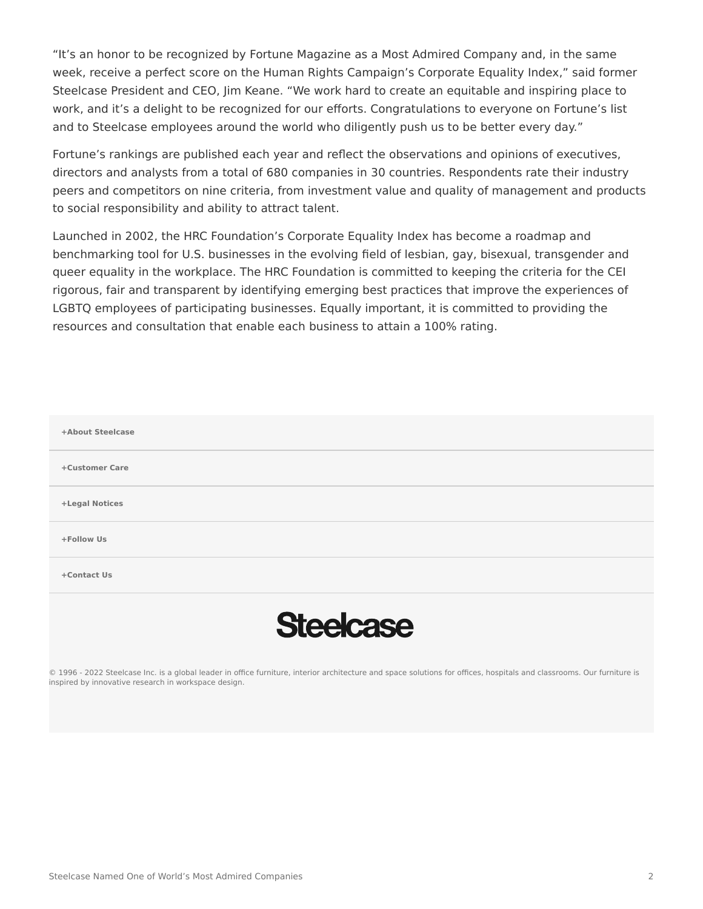"It's an honor to be recognized by Fortune Magazine as a Most Admired Company and, in the same week, receive a perfect score on the Human Rights Campaign's Corporate Equality Index," said former Steelcase President and CEO, Jim Keane. "We work hard to create an equitable and inspiring place to work, and it's a delight to be recognized for our efforts. Congratulations to everyone on Fortune's list and to Steelcase employees around the world who diligently push us to be better every day."

Fortune's rankings are published each year and reflect the observations and opinions of executives, directors and analysts from a total of 680 companies in 30 countries. Respondents rate their industry peers and competitors on nine criteria, from investment value and quality of management and products to social responsibility and ability to attract talent.

Launched in 2002, the HRC Foundation's Corporate Equality Index has become a roadmap and benchmarking tool for U.S. businesses in the evolving field of lesbian, gay, bisexual, transgender and queer equality in the workplace. The HRC Foundation is committed to keeping the criteria for the CEI rigorous, fair and transparent by identifying emerging best practices that improve the experiences of LGBTQ employees of participating businesses. Equally important, it is committed to providing the resources and consultation that enable each business to attain a 100% rating.

**+About Steelcase**

**+Customer Care**

**+Legal Notices**

**+Follow Us**

**+Contact Us**

Steelcase

© 1996 - 2022 Steelcase Inc. is a global leader in office furniture, interior architecture and space solutions for offices, hospitals and classrooms. Our furniture is inspired by innovative research in workspace design.